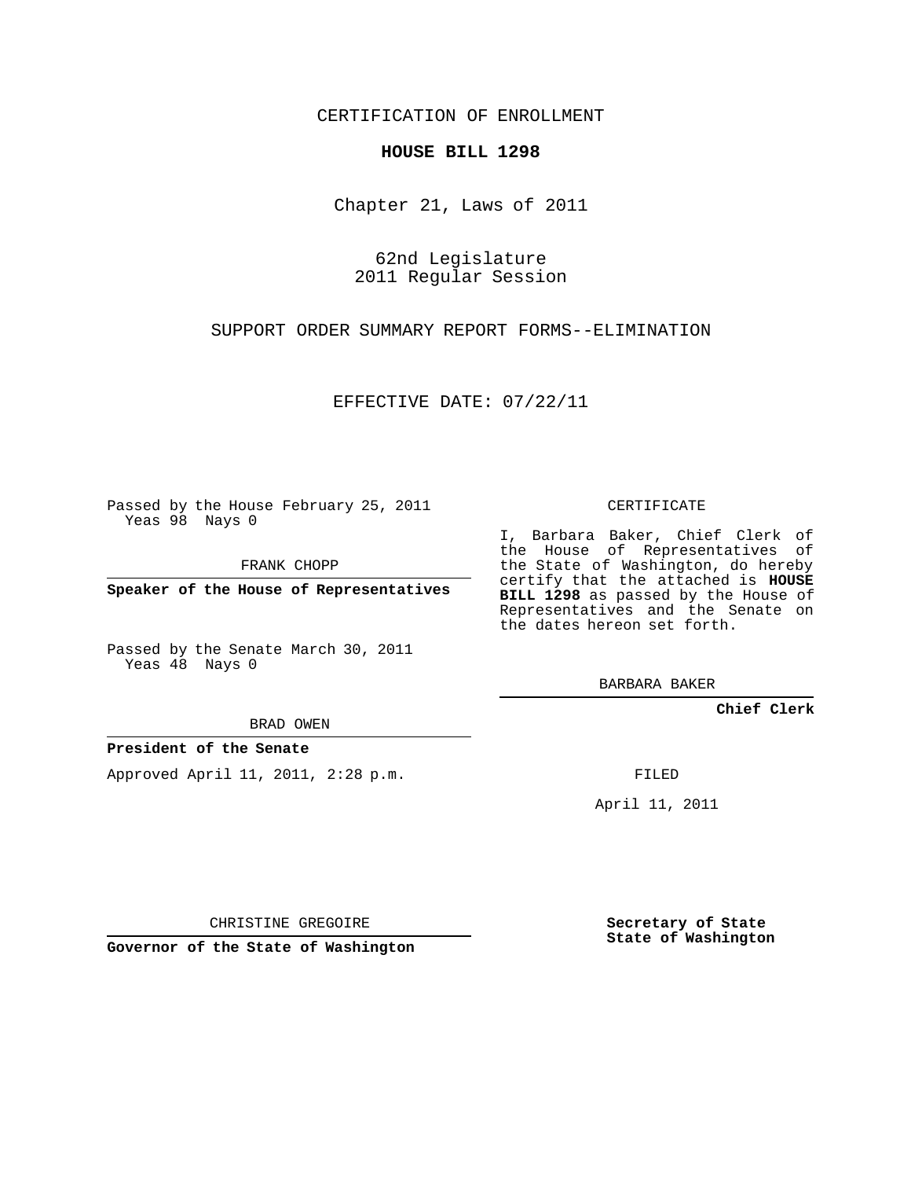CERTIFICATION OF ENROLLMENT

**HOUSE BILL 1298**

Chapter 21, Laws of 2011

62nd Legislature
2011 Regular Session

SUPPORT ORDER SUMMARY REPORT FORMS--ELIMINATION

EFFECTIVE DATE: 07/22/11

Passed by the House February 25, 2011
Yeas 98 Nays 0

FRANK CHOPP

**Speaker of the House of Representatives**

Passed by the Senate March 30, 2011
Yeas 48 Nays 0

BRAD OWEN

**President of the Senate**

Approved April 11, 2011, 2:28 p.m.

CHRISTINE GREGOIRE

**Governor of the State of Washington**

CERTIFICATE

I, Barbara Baker, Chief Clerk of the House of Representatives of the State of Washington, do hereby certify that the attached is **HOUSE BILL 1298** as passed by the House of Representatives and the Senate on the dates hereon set forth.

BARBARA BAKER

**Chief Clerk**

FILED

April 11, 2011

**Secretary of State**
**State of Washington**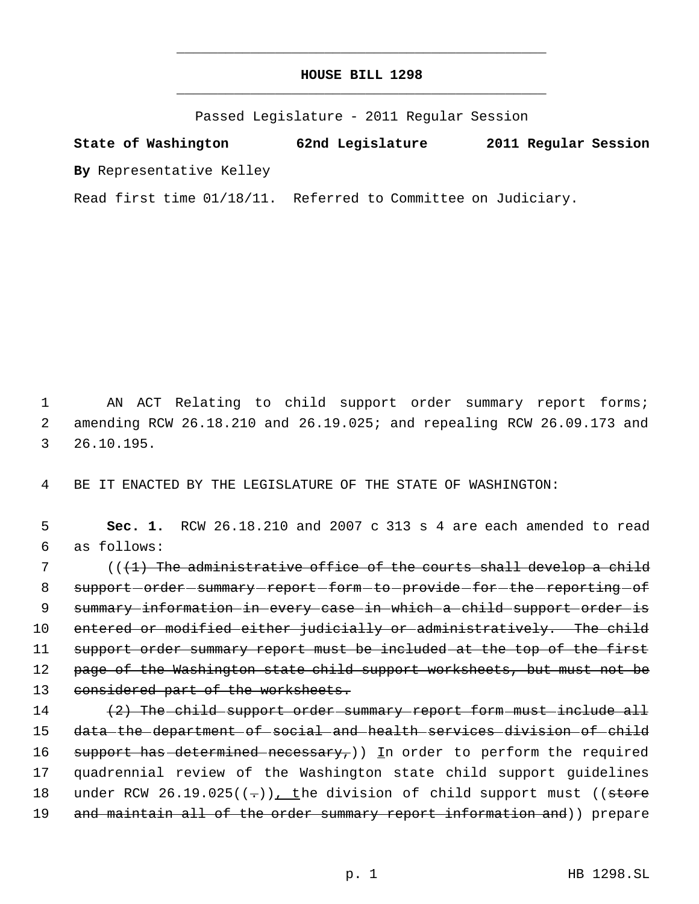# HOUSE BILL 1298

Passed Legislature - 2011 Regular Session

**State of Washington 62nd Legislature 2011 Regular Session**

**By** Representative Kelley

Read first time 01/18/11. Referred to Committee on Judiciary.

AN ACT Relating to child support order summary report forms; amending RCW 26.18.210 and 26.19.025; and repealing RCW 26.09.173 and 26.10.195.

BE IT ENACTED BY THE LEGISLATURE OF THE STATE OF WASHINGTON:

**Sec. 1.** RCW 26.18.210 and 2007 c 313 s 4 are each amended to read as follows:

((~~(1) The administrative office of the courts shall develop a child support order summary report form to provide for the reporting of summary information in every case in which a child support order is entered or modified either judicially or administratively. The child support order summary report must be included at the top of the first page of the Washington state child support worksheets, but must not be considered part of the worksheets.~~

~~(2) The child support order summary report form must include all data the department of social and health services division of child support has determined necessary,~~)) <u>I</u>n order to perform the required quadrennial review of the Washington state child support guidelines under RCW 26.19.025((~~.~~))<u>, t</u>he division of child support must ((~~store and maintain all of the order summary report information and~~)) prepare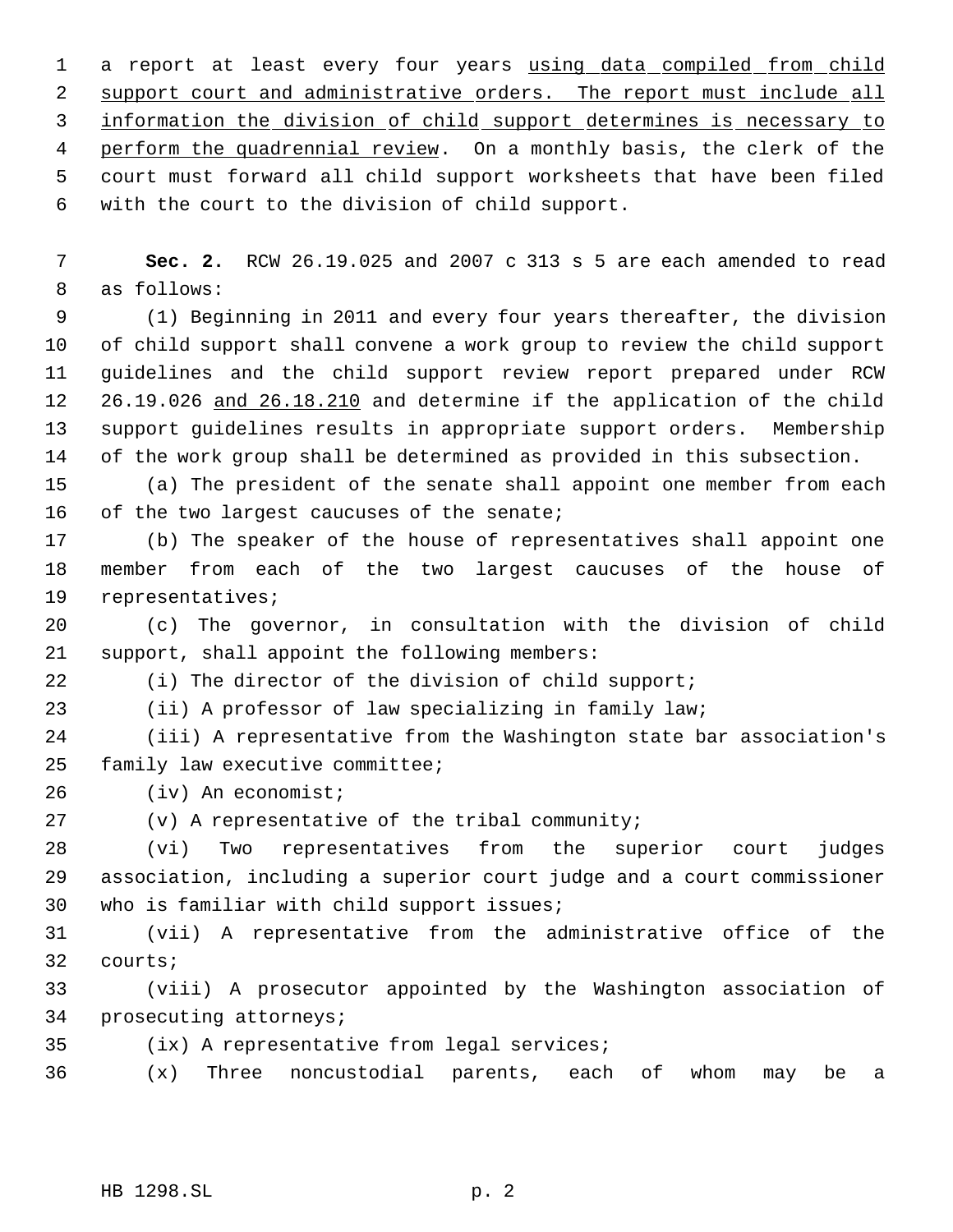a report at least every four years using data compiled from child support court and administrative orders. The report must include all information the division of child support determines is necessary to perform the quadrennial review. On a monthly basis, the clerk of the court must forward all child support worksheets that have been filed with the court to the division of child support.

**Sec. 2.** RCW 26.19.025 and 2007 c 313 s 5 are each amended to read as follows:

(1) Beginning in 2011 and every four years thereafter, the division of child support shall convene a work group to review the child support guidelines and the child support review report prepared under RCW 26.19.026 and 26.18.210 and determine if the application of the child support guidelines results in appropriate support orders. Membership of the work group shall be determined as provided in this subsection.

(a) The president of the senate shall appoint one member from each of the two largest caucuses of the senate;

(b) The speaker of the house of representatives shall appoint one member from each of the two largest caucuses of the house of representatives;

(c) The governor, in consultation with the division of child support, shall appoint the following members:

(i) The director of the division of child support;

(ii) A professor of law specializing in family law;

(iii) A representative from the Washington state bar association's family law executive committee;

(iv) An economist;

(v) A representative of the tribal community;

(vi) Two representatives from the superior court judges association, including a superior court judge and a court commissioner who is familiar with child support issues;

(vii) A representative from the administrative office of the courts;

(viii) A prosecutor appointed by the Washington association of prosecuting attorneys;

(ix) A representative from legal services;

(x) Three noncustodial parents, each of whom may be a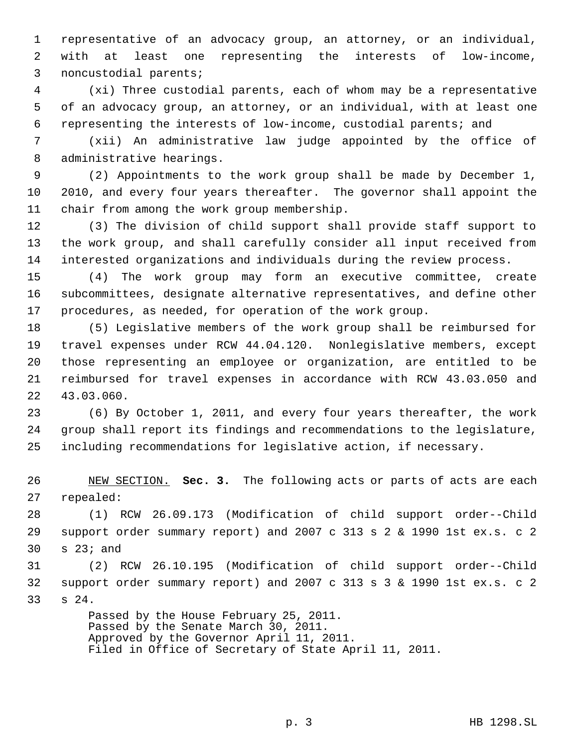representative of an advocacy group, an attorney, or an individual, with at least one representing the interests of low-income, noncustodial parents;

(xi) Three custodial parents, each of whom may be a representative of an advocacy group, an attorney, or an individual, with at least one representing the interests of low-income, custodial parents; and

(xii) An administrative law judge appointed by the office of administrative hearings.

(2) Appointments to the work group shall be made by December 1, 2010, and every four years thereafter. The governor shall appoint the chair from among the work group membership.

(3) The division of child support shall provide staff support to the work group, and shall carefully consider all input received from interested organizations and individuals during the review process.

(4) The work group may form an executive committee, create subcommittees, designate alternative representatives, and define other procedures, as needed, for operation of the work group.

(5) Legislative members of the work group shall be reimbursed for travel expenses under RCW 44.04.120. Nonlegislative members, except those representing an employee or organization, are entitled to be reimbursed for travel expenses in accordance with RCW 43.03.050 and 43.03.060.

(6) By October 1, 2011, and every four years thereafter, the work group shall report its findings and recommendations to the legislature, including recommendations for legislative action, if necessary.

NEW SECTION. **Sec. 3.** The following acts or parts of acts are each repealed:

(1) RCW 26.09.173 (Modification of child support order--Child support order summary report) and 2007 c 313 s 2 & 1990 1st ex.s. c 2 s 23; and

(2) RCW 26.10.195 (Modification of child support order--Child support order summary report) and 2007 c 313 s 3 & 1990 1st ex.s. c 2 s 24.

Passed by the House February 25, 2011.
Passed by the Senate March 30, 2011.
Approved by the Governor April 11, 2011.
Filed in Office of Secretary of State April 11, 2011.